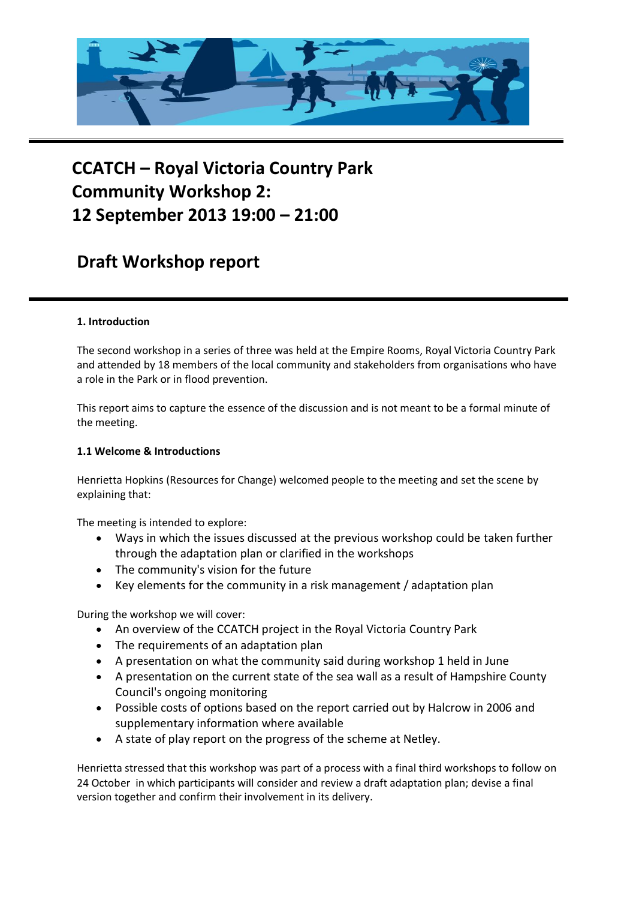# CCATCH – Royal Victoria Country Park
# Community Workshop 2:
# 12 September 2013 19:00 – 21:00

## Draft Workshop report

### 1. Introduction

The second workshop in a series of three was held at the Empire Rooms, Royal Victoria Country Park and attended by 18 members of the local community and stakeholders from organisations who have a role in the Park or in flood prevention.

This report aims to capture the essence of the discussion and is not meant to be a formal minute of the meeting.

### 1.1 Welcome & Introductions

Henrietta Hopkins (Resources for Change) welcomed people to the meeting and set the scene by explaining that:

The meeting is intended to explore:

- Ways in which the issues discussed at the previous workshop could be taken further through the adaptation plan or clarified in the workshops
- The community's vision for the future
- Key elements for the community in a risk management / adaptation plan

During the workshop we will cover:

- An overview of the CCATCH project in the Royal Victoria Country Park
- The requirements of an adaptation plan
- A presentation on what the community said during workshop 1 held in June
- A presentation on the current state of the sea wall as a result of Hampshire County Council's ongoing monitoring
- Possible costs of options based on the report carried out by Halcrow in 2006 and supplementary information where available
- A state of play report on the progress of the scheme at Netley.

Henrietta stressed that this workshop was part of a process with a final third workshops to follow on 24 October in which participants will consider and review a draft adaptation plan; devise a final version together and confirm their involvement in its delivery.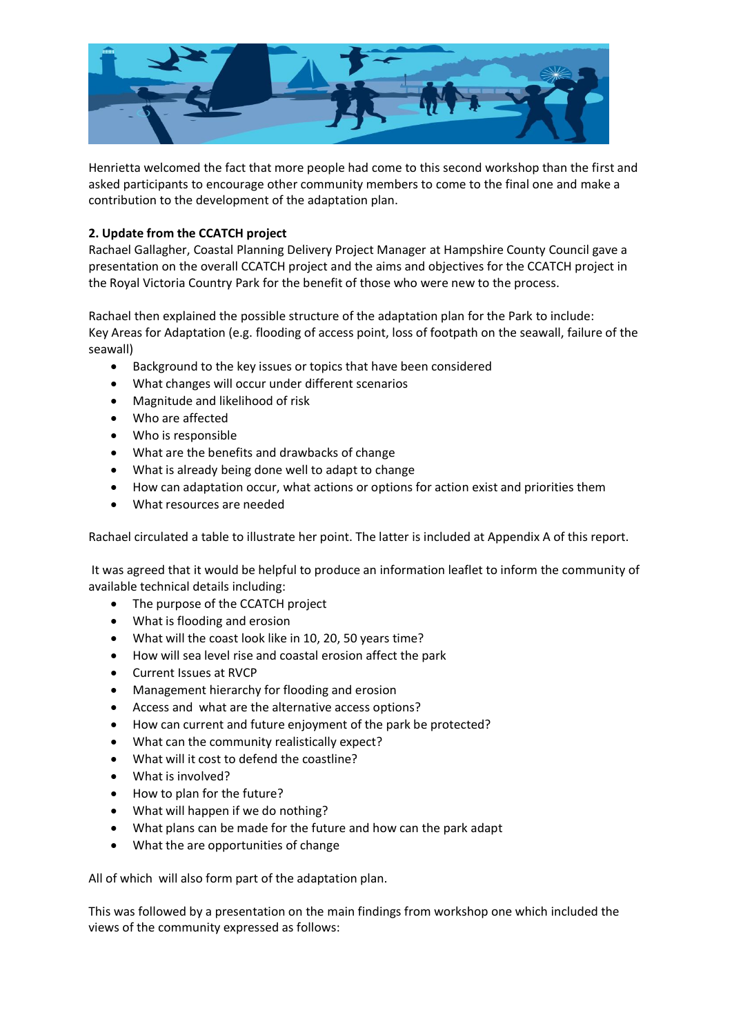Henrietta welcomed the fact that more people had come to this second workshop than the first and asked participants to encourage other community members to come to the final one and make a contribution to the development of the adaptation plan.

**2. Update from the CCATCH project**

Rachael Gallagher, Coastal Planning Delivery Project Manager at Hampshire County Council gave a presentation on the overall CCATCH project and the aims and objectives for the CCATCH project in the Royal Victoria Country Park for the benefit of those who were new to the process.

Rachael then explained the possible structure of the adaptation plan for the Park to include:
Key Areas for Adaptation (e.g. flooding of access point, loss of footpath on the seawall, failure of the seawall)

- Background to the key issues or topics that have been considered
- What changes will occur under different scenarios
- Magnitude and likelihood of risk
- Who are affected
- Who is responsible
- What are the benefits and drawbacks of change
- What is already being done well to adapt to change
- How can adaptation occur, what actions or options for action exist and priorities them
- What resources are needed

Rachael circulated a table to illustrate her point. The latter is included at Appendix A of this report.

It was agreed that it would be helpful to produce an information leaflet to inform the community of available technical details including:

- The purpose of the CCATCH project
- What is flooding and erosion
- What will the coast look like in 10, 20, 50 years time?
- How will sea level rise and coastal erosion affect the park
- Current Issues at RVCP
- Management hierarchy for flooding and erosion
- Access and what are the alternative access options?
- How can current and future enjoyment of the park be protected?
- What can the community realistically expect?
- What will it cost to defend the coastline?
- What is involved?
- How to plan for the future?
- What will happen if we do nothing?
- What plans can be made for the future and how can the park adapt
- What the are opportunities of change

All of which will also form part of the adaptation plan.

This was followed by a presentation on the main findings from workshop one which included the views of the community expressed as follows: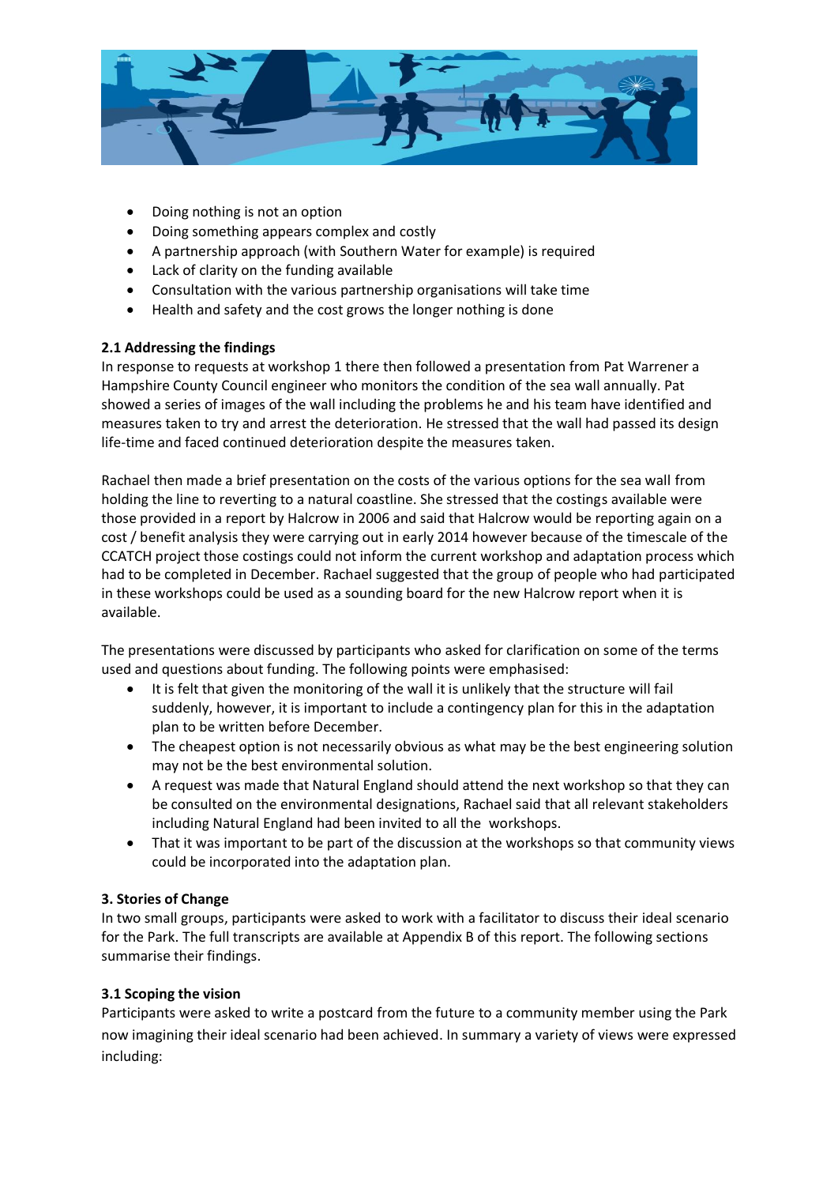- Doing nothing is not an option
- Doing something appears complex and costly
- A partnership approach (with Southern Water for example) is required
- Lack of clarity on the funding available
- Consultation with the various partnership organisations will take time
- Health and safety and the cost grows the longer nothing is done

**2.1 Addressing the findings**

In response to requests at workshop 1 there then followed a presentation from Pat Warrener a Hampshire County Council engineer who monitors the condition of the sea wall annually. Pat showed a series of images of the wall including the problems he and his team have identified and measures taken to try and arrest the deterioration. He stressed that the wall had passed its design life-time and faced continued deterioration despite the measures taken.

Rachael then made a brief presentation on the costs of the various options for the sea wall from holding the line to reverting to a natural coastline. She stressed that the costings available were those provided in a report by Halcrow in 2006 and said that Halcrow would be reporting again on a cost / benefit analysis they were carrying out in early 2014 however because of the timescale of the CCATCH project those costings could not inform the current workshop and adaptation process which had to be completed in December. Rachael suggested that the group of people who had participated in these workshops could be used as a sounding board for the new Halcrow report when it is available.

The presentations were discussed by participants who asked for clarification on some of the terms used and questions about funding. The following points were emphasised:

- It is felt that given the monitoring of the wall it is unlikely that the structure will fail suddenly, however, it is important to include a contingency plan for this in the adaptation plan to be written before December.
- The cheapest option is not necessarily obvious as what may be the best engineering solution may not be the best environmental solution.
- A request was made that Natural England should attend the next workshop so that they can be consulted on the environmental designations, Rachael said that all relevant stakeholders including Natural England had been invited to all the workshops.
- That it was important to be part of the discussion at the workshops so that community views could be incorporated into the adaptation plan.

**3. Stories of Change**

In two small groups, participants were asked to work with a facilitator to discuss their ideal scenario for the Park. The full transcripts are available at Appendix B of this report. The following sections summarise their findings.

**3.1 Scoping the vision**

Participants were asked to write a postcard from the future to a community member using the Park now imagining their ideal scenario had been achieved. In summary a variety of views were expressed including: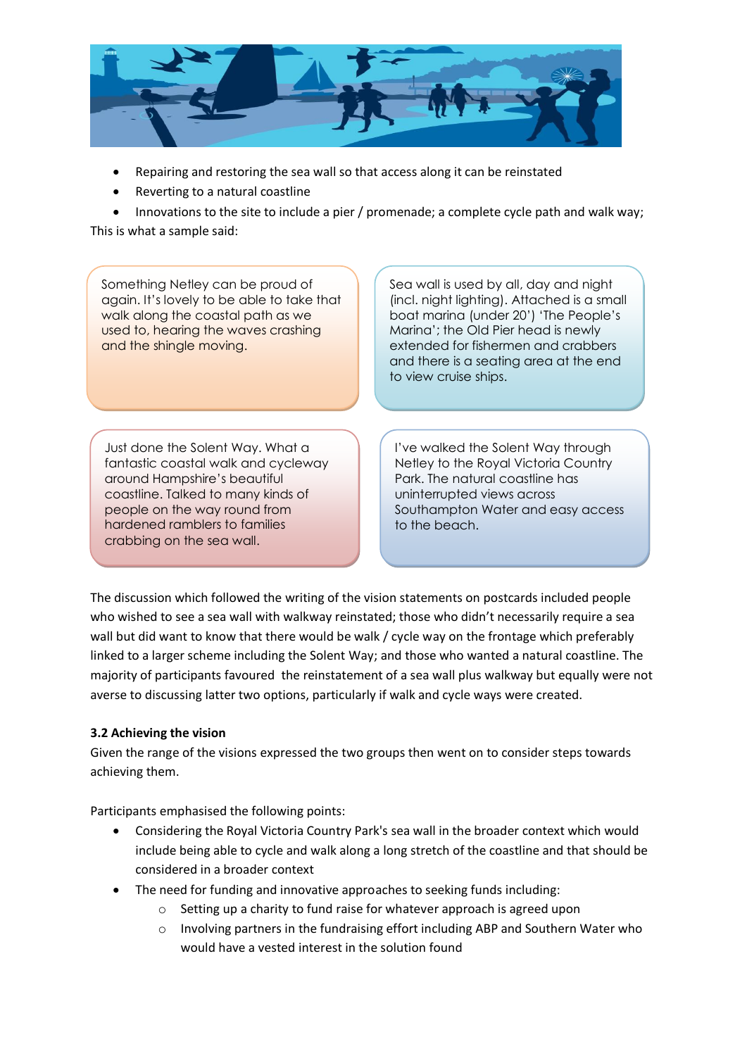- Repairing and restoring the sea wall so that access along it can be reinstated
- Reverting to a natural coastline
- Innovations to the site to include a pier / promenade; a complete cycle path and walk way;

This is what a sample said:

> Something Netley can be proud of again. It's lovely to be able to take that walk along the coastal path as we used to, hearing the waves crashing and the shingle moving.

> Sea wall is used by all, day and night (incl. night lighting). Attached is a small boat marina (under 20') 'The People's Marina'; the Old Pier head is newly extended for fishermen and crabbers and there is a seating area at the end to view cruise ships.

> Just done the Solent Way. What a fantastic coastal walk and cycleway around Hampshire's beautiful coastline. Talked to many kinds of people on the way round from hardened ramblers to families crabbing on the sea wall.

> I've walked the Solent Way through Netley to the Royal Victoria Country Park. The natural coastline has uninterrupted views across Southampton Water and easy access to the beach.

The discussion which followed the writing of the vision statements on postcards included people who wished to see a sea wall with walkway reinstated; those who didn't necessarily require a sea wall but did want to know that there would be walk / cycle way on the frontage which preferably linked to a larger scheme including the Solent Way; and those who wanted a natural coastline. The majority of participants favoured the reinstatement of a sea wall plus walkway but equally were not averse to discussing latter two options, particularly if walk and cycle ways were created.

**3.2 Achieving the vision**

Given the range of the visions expressed the two groups then went on to consider steps towards achieving them.

Participants emphasised the following points:

- Considering the Royal Victoria Country Park's sea wall in the broader context which would include being able to cycle and walk along a long stretch of the coastline and that should be considered in a broader context
- The need for funding and innovative approaches to seeking funds including:
  - Setting up a charity to fund raise for whatever approach is agreed upon
  - Involving partners in the fundraising effort including ABP and Southern Water who would have a vested interest in the solution found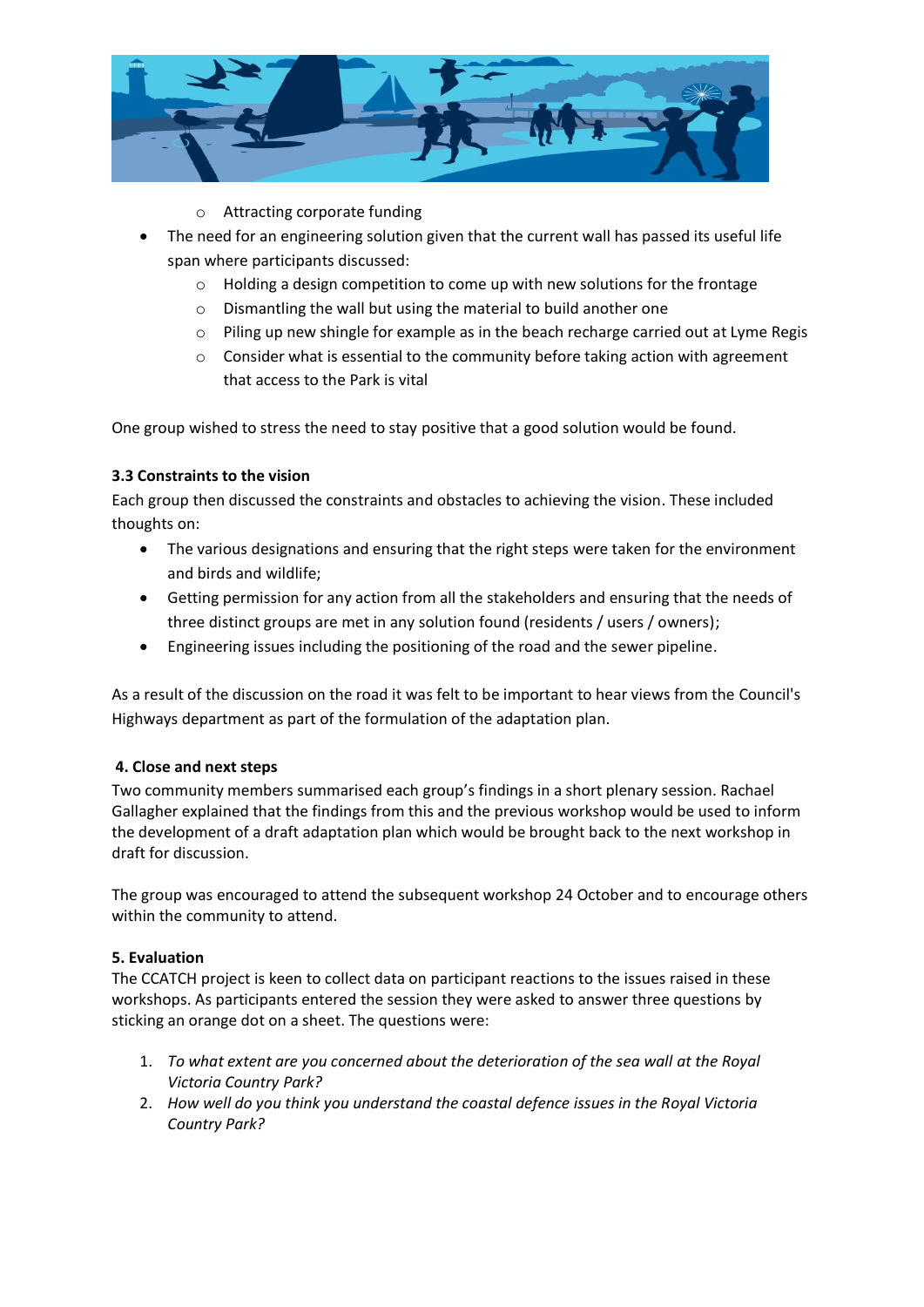- Attracting corporate funding

- The need for an engineering solution given that the current wall has passed its useful life span where participants discussed:
  - Holding a design competition to come up with new solutions for the frontage
  - Dismantling the wall but using the material to build another one
  - Piling up new shingle for example as in the beach recharge carried out at Lyme Regis
  - Consider what is essential to the community before taking action with agreement that access to the Park is vital

One group wished to stress the need to stay positive that a good solution would be found.

**3.3 Constraints to the vision**

Each group then discussed the constraints and obstacles to achieving the vision. These included thoughts on:

- The various designations and ensuring that the right steps were taken for the environment and birds and wildlife;
- Getting permission for any action from all the stakeholders and ensuring that the needs of three distinct groups are met in any solution found (residents / users / owners);
- Engineering issues including the positioning of the road and the sewer pipeline.

As a result of the discussion on the road it was felt to be important to hear views from the Council's Highways department as part of the formulation of the adaptation plan.

**4. Close and next steps**

Two community members summarised each group's findings in a short plenary session. Rachael Gallagher explained that the findings from this and the previous workshop would be used to inform the development of a draft adaptation plan which would be brought back to the next workshop in draft for discussion.

The group was encouraged to attend the subsequent workshop 24 October and to encourage others within the community to attend.

**5. Evaluation**

The CCATCH project is keen to collect data on participant reactions to the issues raised in these workshops. As participants entered the session they were asked to answer three questions by sticking an orange dot on a sheet. The questions were:

1. *To what extent are you concerned about the deterioration of the sea wall at the Royal Victoria Country Park?*
2. *How well do you think you understand the coastal defence issues in the Royal Victoria Country Park?*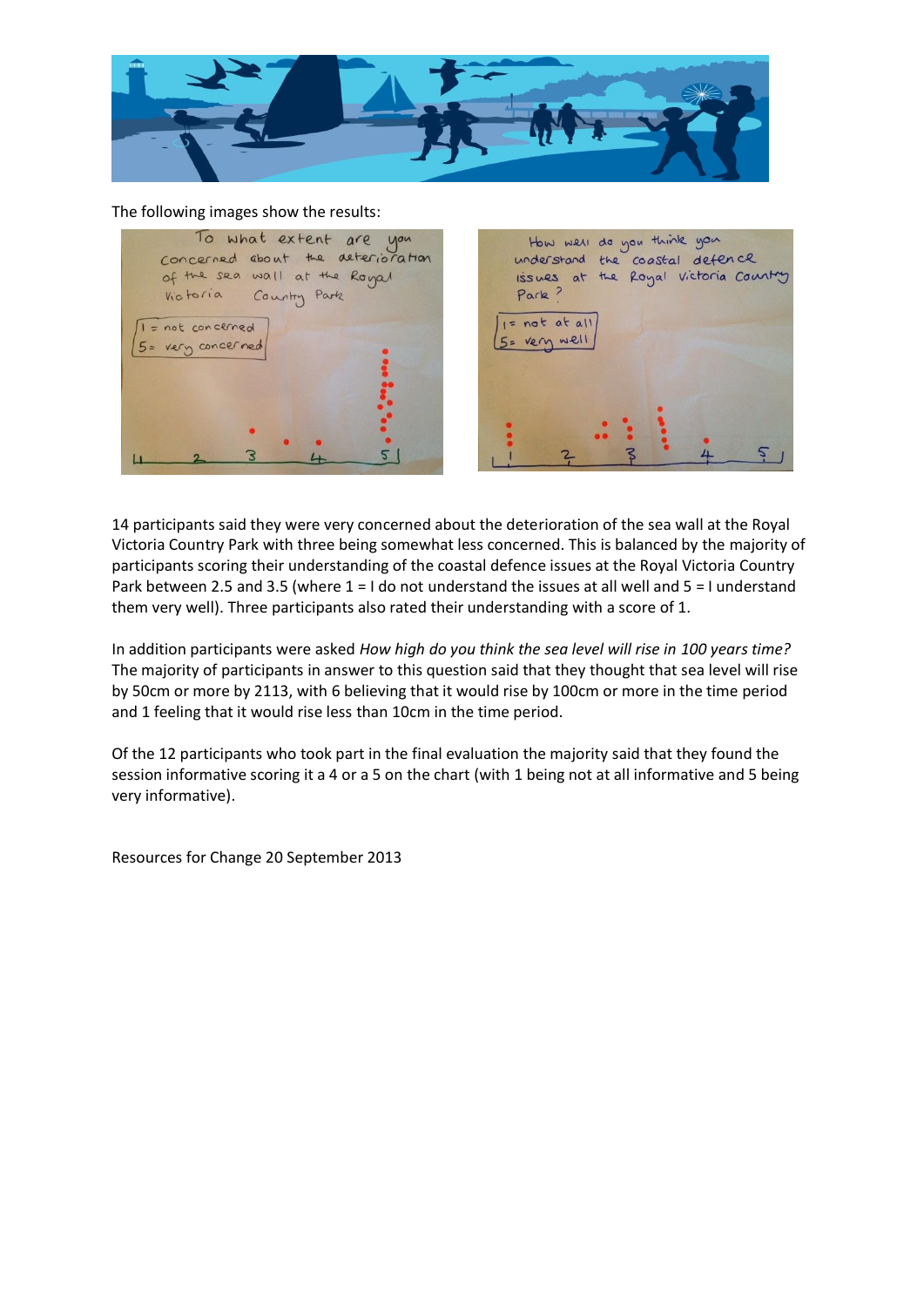The following images show the results:

14 participants said they were very concerned about the deterioration of the sea wall at the Royal Victoria Country Park with three being somewhat less concerned. This is balanced by the majority of participants scoring their understanding of the coastal defence issues at the Royal Victoria Country Park between 2.5 and 3.5 (where 1 = I do not understand the issues at all well and 5 = I understand them very well). Three participants also rated their understanding with a score of 1.

In addition participants were asked *How high do you think the sea level will rise in 100 years time?* The majority of participants in answer to this question said that they thought that sea level will rise by 50cm or more by 2113, with 6 believing that it would rise by 100cm or more in the time period and 1 feeling that it would rise less than 10cm in the time period.

Of the 12 participants who took part in the final evaluation the majority said that they found the session informative scoring it a 4 or a 5 on the chart (with 1 being not at all informative and 5 being very informative).

Resources for Change 20 September 2013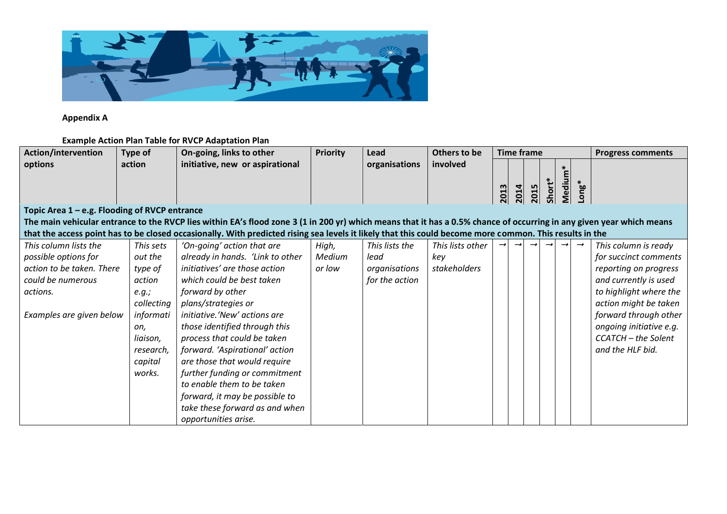**Appendix A**

**Example Action Plan Table for RVCP Adaptation Plan**

| Action/intervention options | Type of action | On-going, links to other initiative, new or aspirational | Priority | Lead organisations | Others to be involved | Time frame | | | | | | Progress comments |
|---|---|---|---|---|---|---|---|---|---|---|---|---|
| | | | | | | 2013 | 2014 | 2015 | Short* | Medium* | Long* | |
| **Topic Area 1 – e.g. Flooding of RVCP entrance** | | | | | | | | | | | | |
| **The main vehicular entrance to the RVCP lies within EA's flood zone 3 (1 in 200 yr) which means that it has a 0.5% chance of occurring in any given year which means that the access point has to be closed occasionally. With predicted rising sea levels it likely that this could become more common. This results in the** | | | | | | | | | | | | |
| *This column lists the possible options for action to be taken. There could be numerous actions.*<br><br>*Examples are given below* | *This sets out the type of action e.g.; collecting information, liaison, research, capital works.* | *'On-going' action that are already in hands. 'Link to other initiatives' are those action which could be best taken forward by other plans/strategies or initiative.'New' actions are those identified through this process that could be taken forward. 'Aspirational' action are those that would require further funding or commitment to enable them to be taken forward, it may be possible to take these forward as and when opportunities arise.* | *High, Medium or low* | *This lists the lead organisations for the action* | *This lists other key stakeholders* | → | → | → | → | → | → | *This column is ready for succinct comments reporting on progress and currently is used to highlight where the action might be taken forward through other ongoing initiative e.g. CCATCH – the Solent and the HLF bid.* |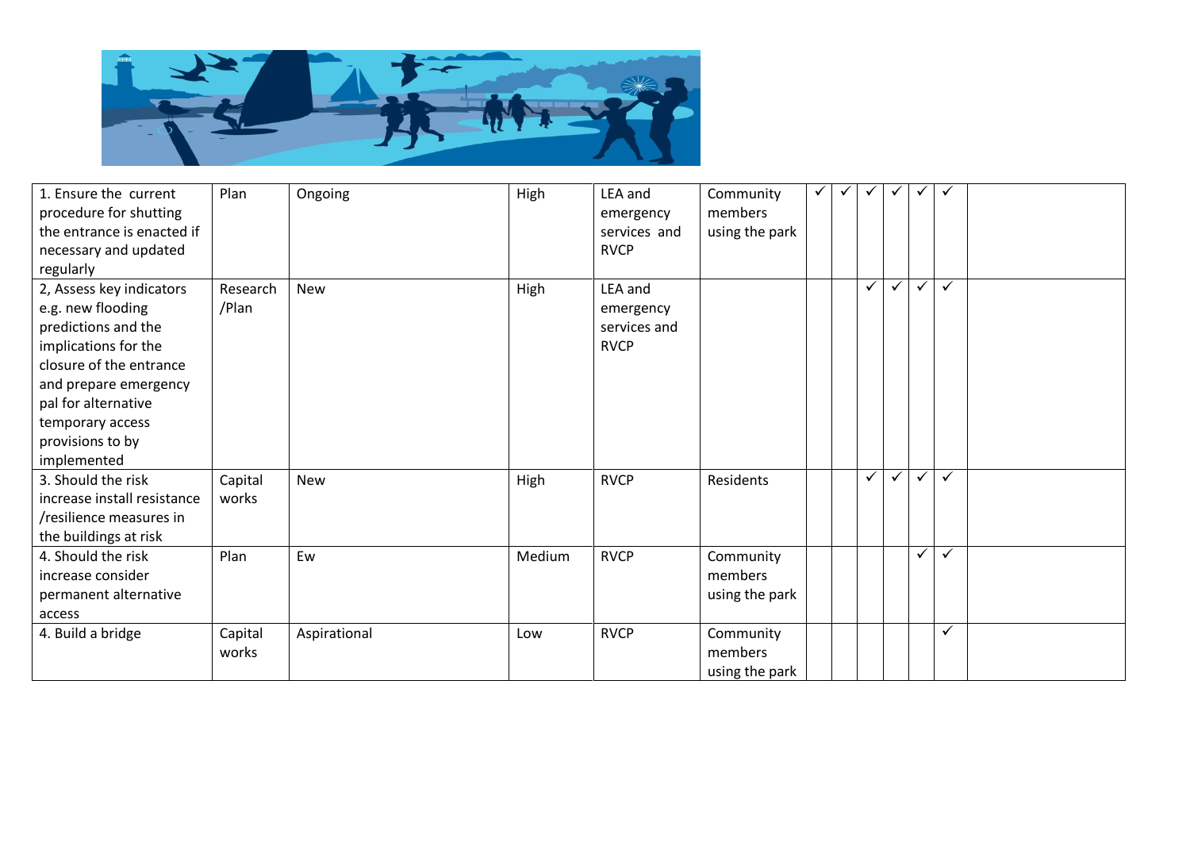| | | | | | | | | | | | | |
|---|---|---|---|---|---|---|---|---|---|---|---|---|
| 1. Ensure the current procedure for shutting the entrance is enacted if necessary and updated regularly | Plan | Ongoing | High | LEA and emergency services and RVCP | Community members using the park | ✓ | ✓ | ✓ | ✓ | ✓ | ✓ | |
| 2, Assess key indicators e.g. new flooding predictions and the implications for the closure of the entrance and prepare emergency pal for alternative temporary access provisions to by implemented | Research /Plan | New | High | LEA and emergency services and RVCP | | | | ✓ | ✓ | ✓ | ✓ | |
| 3. Should the risk increase install resistance /resilience measures in the buildings at risk | Capital works | New | High | RVCP | Residents | | | ✓ | ✓ | ✓ | ✓ | |
| 4. Should the risk increase consider permanent alternative access | Plan | Ew | Medium | RVCP | Community members using the park | | | | | ✓ | ✓ | |
| 4. Build a bridge | Capital works | Aspirational | Low | RVCP | Community members using the park | | | | | | ✓ | |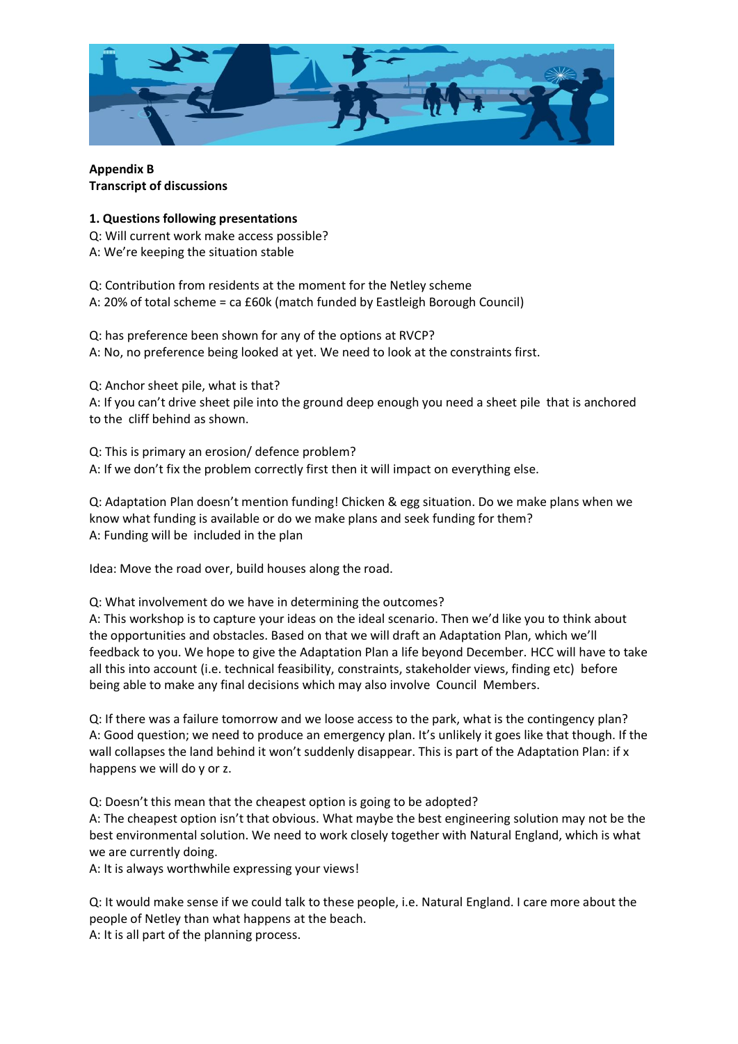**Appendix B**
**Transcript of discussions**

**1. Questions following presentations**

Q: Will current work make access possible?
A: We're keeping the situation stable

Q: Contribution from residents at the moment for the Netley scheme
A: 20% of total scheme = ca £60k (match funded by Eastleigh Borough Council)

Q: has preference been shown for any of the options at RVCP?
A: No, no preference being looked at yet. We need to look at the constraints first.

Q: Anchor sheet pile, what is that?
A: If you can't drive sheet pile into the ground deep enough you need a sheet pile that is anchored to the cliff behind as shown.

Q: This is primary an erosion/ defence problem?
A: If we don't fix the problem correctly first then it will impact on everything else.

Q: Adaptation Plan doesn't mention funding! Chicken & egg situation. Do we make plans when we know what funding is available or do we make plans and seek funding for them?
A: Funding will be included in the plan

Idea: Move the road over, build houses along the road.

Q: What involvement do we have in determining the outcomes?
A: This workshop is to capture your ideas on the ideal scenario. Then we'd like you to think about the opportunities and obstacles. Based on that we will draft an Adaptation Plan, which we'll feedback to you. We hope to give the Adaptation Plan a life beyond December. HCC will have to take all this into account (i.e. technical feasibility, constraints, stakeholder views, finding etc) before being able to make any final decisions which may also involve Council Members.

Q: If there was a failure tomorrow and we loose access to the park, what is the contingency plan?
A: Good question; we need to produce an emergency plan. It's unlikely it goes like that though. If the wall collapses the land behind it won't suddenly disappear. This is part of the Adaptation Plan: if x happens we will do y or z.

Q: Doesn't this mean that the cheapest option is going to be adopted?
A: The cheapest option isn't that obvious. What maybe the best engineering solution may not be the best environmental solution. We need to work closely together with Natural England, which is what we are currently doing.
A: It is always worthwhile expressing your views!

Q: It would make sense if we could talk to these people, i.e. Natural England. I care more about the people of Netley than what happens at the beach.
A: It is all part of the planning process.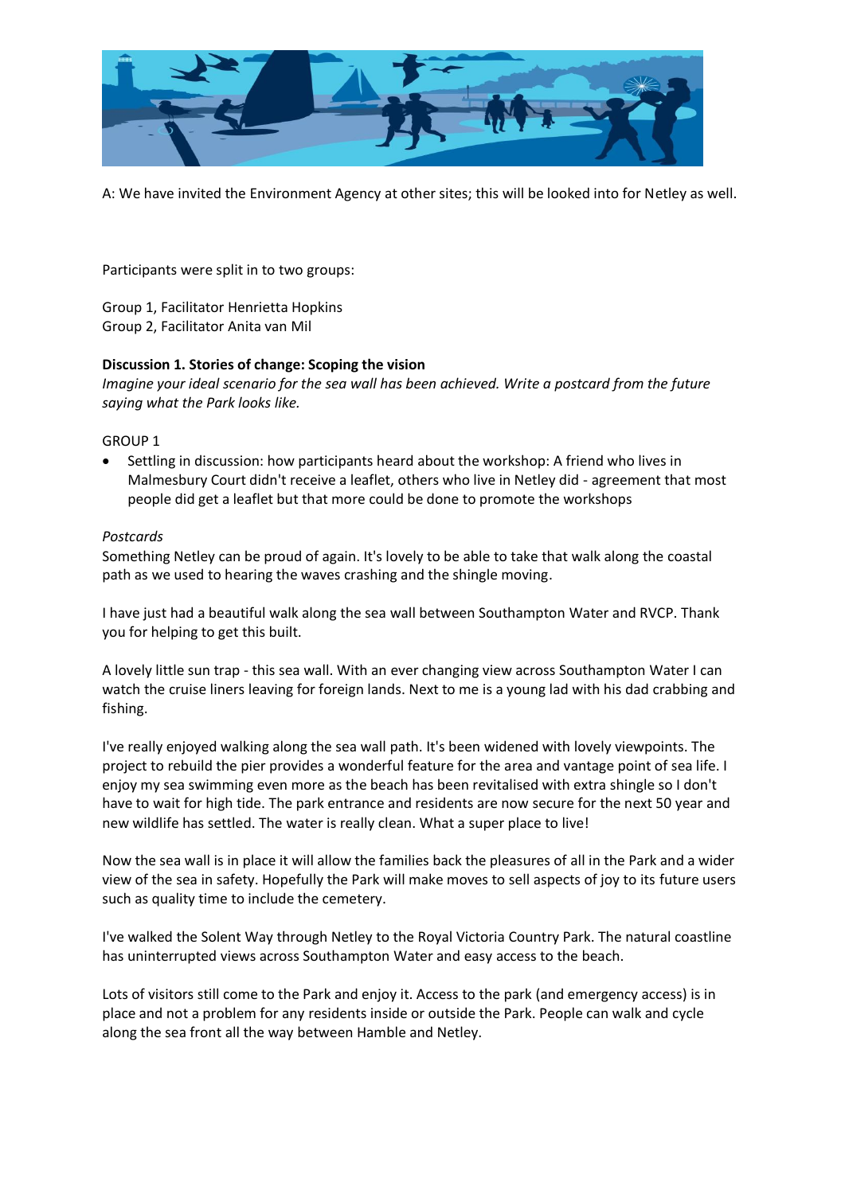A: We have invited the Environment Agency at other sites; this will be looked into for Netley as well.

Participants were split in to two groups:

Group 1, Facilitator Henrietta Hopkins
Group 2, Facilitator Anita van Mil

**Discussion 1. Stories of change: Scoping the vision**

*Imagine your ideal scenario for the sea wall has been achieved. Write a postcard from the future saying what the Park looks like.*

GROUP 1

- Settling in discussion: how participants heard about the workshop: A friend who lives in Malmesbury Court didn't receive a leaflet, others who live in Netley did - agreement that most people did get a leaflet but that more could be done to promote the workshops

*Postcards*

Something Netley can be proud of again. It's lovely to be able to take that walk along the coastal path as we used to hearing the waves crashing and the shingle moving.

I have just had a beautiful walk along the sea wall between Southampton Water and RVCP. Thank you for helping to get this built.

A lovely little sun trap - this sea wall. With an ever changing view across Southampton Water I can watch the cruise liners leaving for foreign lands. Next to me is a young lad with his dad crabbing and fishing.

I've really enjoyed walking along the sea wall path. It's been widened with lovely viewpoints. The project to rebuild the pier provides a wonderful feature for the area and vantage point of sea life. I enjoy my sea swimming even more as the beach has been revitalised with extra shingle so I don't have to wait for high tide. The park entrance and residents are now secure for the next 50 year and new wildlife has settled. The water is really clean. What a super place to live!

Now the sea wall is in place it will allow the families back the pleasures of all in the Park and a wider view of the sea in safety. Hopefully the Park will make moves to sell aspects of joy to its future users such as quality time to include the cemetery.

I've walked the Solent Way through Netley to the Royal Victoria Country Park. The natural coastline has uninterrupted views across Southampton Water and easy access to the beach.

Lots of visitors still come to the Park and enjoy it. Access to the park (and emergency access) is in place and not a problem for any residents inside or outside the Park. People can walk and cycle along the sea front all the way between Hamble and Netley.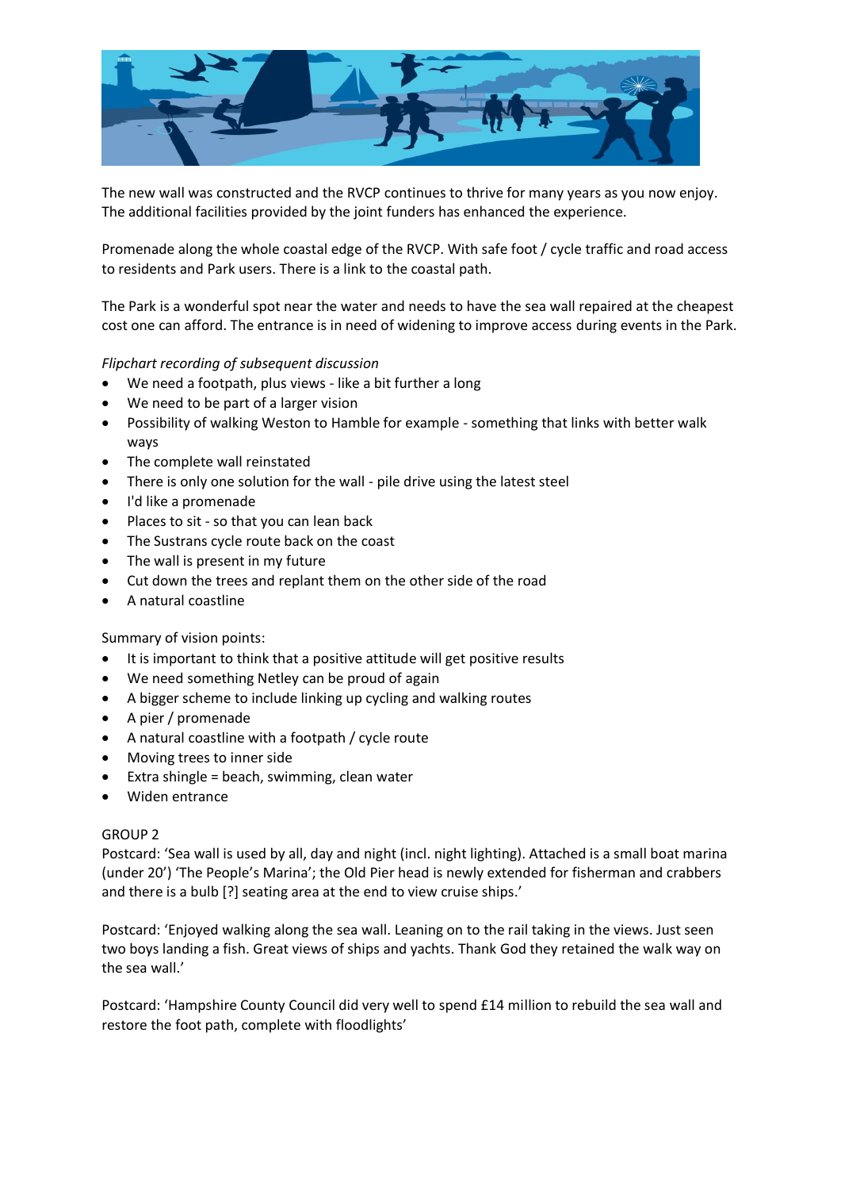The new wall was constructed and the RVCP continues to thrive for many years as you now enjoy. The additional facilities provided by the joint funders has enhanced the experience.

Promenade along the whole coastal edge of the RVCP. With safe foot / cycle traffic and road access to residents and Park users. There is a link to the coastal path.

The Park is a wonderful spot near the water and needs to have the sea wall repaired at the cheapest cost one can afford. The entrance is in need of widening to improve access during events in the Park.

*Flipchart recording of subsequent discussion*

- We need a footpath, plus views - like a bit further a long
- We need to be part of a larger vision
- Possibility of walking Weston to Hamble for example - something that links with better walk ways
- The complete wall reinstated
- There is only one solution for the wall - pile drive using the latest steel
- I'd like a promenade
- Places to sit - so that you can lean back
- The Sustrans cycle route back on the coast
- The wall is present in my future
- Cut down the trees and replant them on the other side of the road
- A natural coastline

Summary of vision points:

- It is important to think that a positive attitude will get positive results
- We need something Netley can be proud of again
- A bigger scheme to include linking up cycling and walking routes
- A pier / promenade
- A natural coastline with a footpath / cycle route
- Moving trees to inner side
- Extra shingle = beach, swimming, clean water
- Widen entrance

GROUP 2

Postcard: 'Sea wall is used by all, day and night (incl. night lighting). Attached is a small boat marina (under 20') 'The People's Marina'; the Old Pier head is newly extended for fisherman and crabbers and there is a bulb [?] seating area at the end to view cruise ships.'

Postcard: 'Enjoyed walking along the sea wall. Leaning on to the rail taking in the views. Just seen two boys landing a fish. Great views of ships and yachts. Thank God they retained the walk way on the sea wall.'

Postcard: 'Hampshire County Council did very well to spend £14 million to rebuild the sea wall and restore the foot path, complete with floodlights'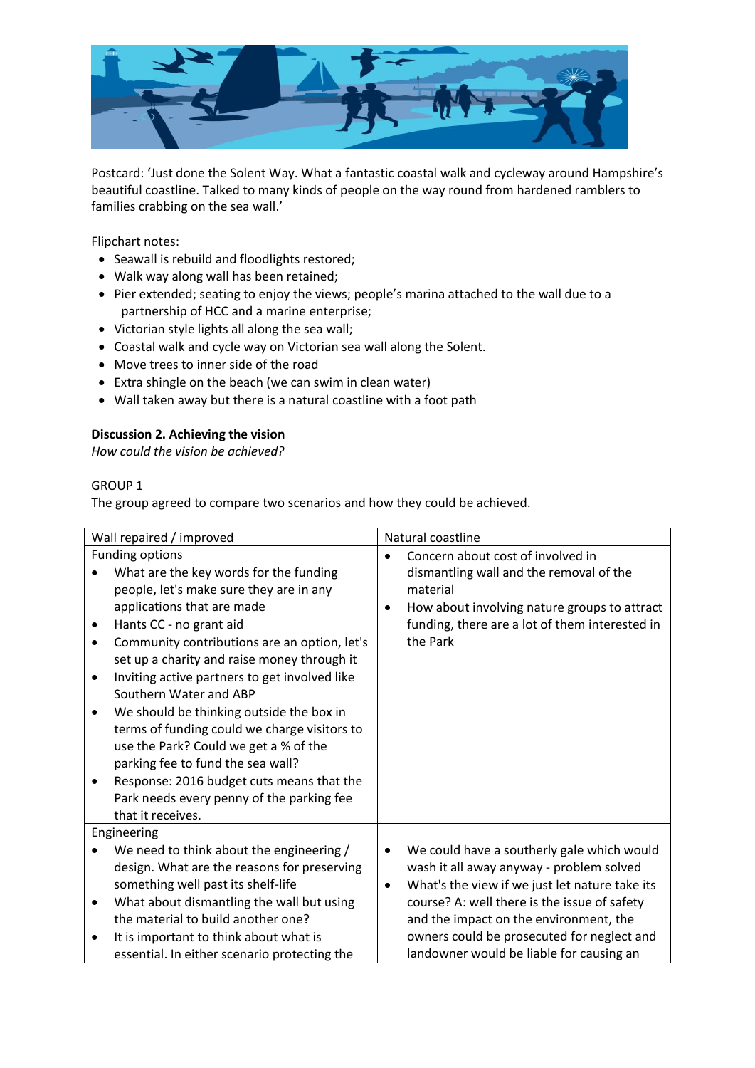Postcard: 'Just done the Solent Way. What a fantastic coastal walk and cycleway around Hampshire's beautiful coastline. Talked to many kinds of people on the way round from hardened ramblers to families crabbing on the sea wall.'

Flipchart notes:

- Seawall is rebuild and floodlights restored;
- Walk way along wall has been retained;
- Pier extended; seating to enjoy the views; people's marina attached to the wall due to a partnership of HCC and a marine enterprise;
- Victorian style lights all along the sea wall;
- Coastal walk and cycle way on Victorian sea wall along the Solent.
- Move trees to inner side of the road
- Extra shingle on the beach (we can swim in clean water)
- Wall taken away but there is a natural coastline with a foot path

**Discussion 2. Achieving the vision**

*How could the vision be achieved?*

GROUP 1

The group agreed to compare two scenarios and how they could be achieved.

| Wall repaired / improved | Natural coastline |
|---|---|
| Funding options<br>• What are the key words for the funding people, let's make sure they are in any applications that are made<br>• Hants CC - no grant aid<br>• Community contributions are an option, let's set up a charity and raise money through it<br>• Inviting active partners to get involved like Southern Water and ABP<br>• We should be thinking outside the box in terms of funding could we charge visitors to use the Park? Could we get a % of the parking fee to fund the sea wall?<br>• Response: 2016 budget cuts means that the Park needs every penny of the parking fee that it receives. | • Concern about cost of involved in dismantling wall and the removal of the material<br>• How about involving nature groups to attract funding, there are a lot of them interested in the Park |
| Engineering<br>• We need to think about the engineering / design. What are the reasons for preserving something well past its shelf-life<br>• What about dismantling the wall but using the material to build another one?<br>• It is important to think about what is essential. In either scenario protecting the | • We could have a southerly gale which would wash it all away anyway - problem solved<br>• What's the view if we just let nature take its course? A: well there is the issue of safety and the impact on the environment, the owners could be prosecuted for neglect and landowner would be liable for causing an |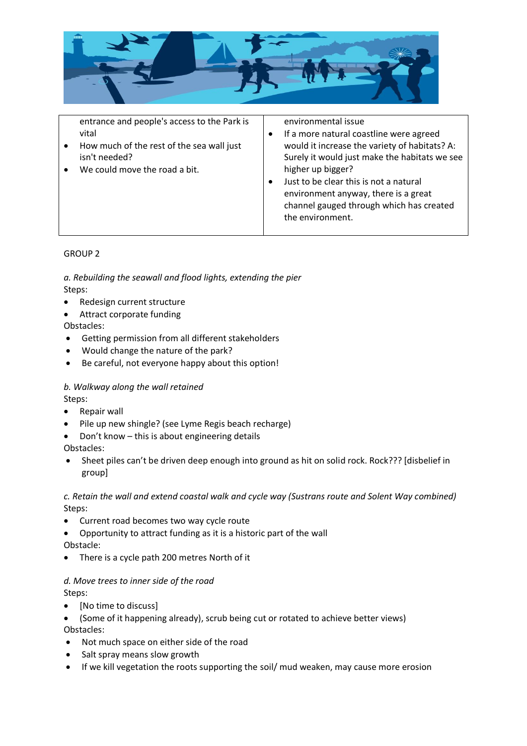| | |
|---|---|
| entrance and people's access to the Park is vital<br>• How much of the rest of the sea wall just isn't needed?<br>• We could move the road a bit. | environmental issue<br>• If a more natural coastline were agreed would it increase the variety of habitats? A: Surely it would just make the habitats we see higher up bigger?<br>• Just to be clear this is not a natural environment anyway, there is a great channel gauged through which has created the environment. |

GROUP 2

*a. Rebuilding the seawall and flood lights, extending the pier*

Steps:

- Redesign current structure
- Attract corporate funding

Obstacles:

- Getting permission from all different stakeholders
- Would change the nature of the park?
- Be careful, not everyone happy about this option!

*b. Walkway along the wall retained*

Steps:

- Repair wall
- Pile up new shingle? (see Lyme Regis beach recharge)
- Don't know – this is about engineering details

Obstacles:

- Sheet piles can't be driven deep enough into ground as hit on solid rock. Rock??? [disbelief in group]

*c. Retain the wall and extend coastal walk and cycle way (Sustrans route and Solent Way combined)*

Steps:

- Current road becomes two way cycle route
- Opportunity to attract funding as it is a historic part of the wall

Obstacle:

- There is a cycle path 200 metres North of it

*d. Move trees to inner side of the road*

Steps:

- [No time to discuss]
- (Some of it happening already), scrub being cut or rotated to achieve better views)

Obstacles:

- Not much space on either side of the road
- Salt spray means slow growth
- If we kill vegetation the roots supporting the soil/ mud weaken, may cause more erosion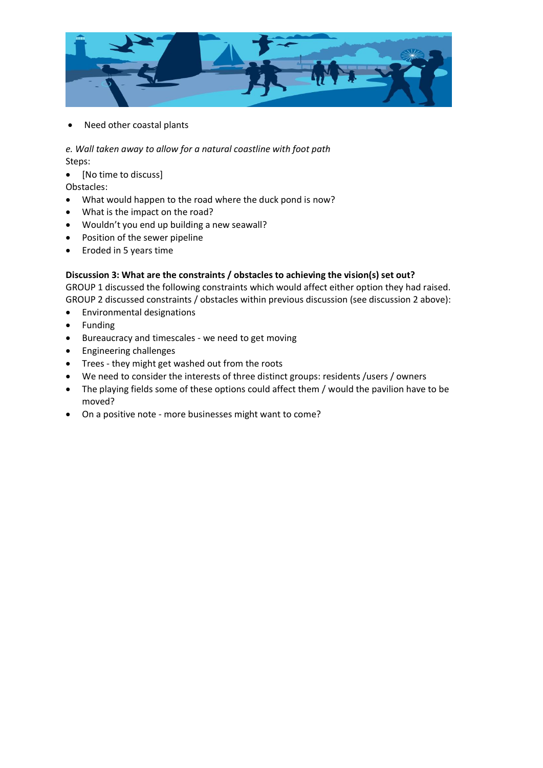- Need other coastal plants

*e. Wall taken away to allow for a natural coastline with foot path*

Steps:

- [No time to discuss]

Obstacles:

- What would happen to the road where the duck pond is now?
- What is the impact on the road?
- Wouldn't you end up building a new seawall?
- Position of the sewer pipeline
- Eroded in 5 years time

**Discussion 3: What are the constraints / obstacles to achieving the vision(s) set out?**

GROUP 1 discussed the following constraints which would affect either option they had raised.
GROUP 2 discussed constraints / obstacles within previous discussion (see discussion 2 above):

- Environmental designations
- Funding
- Bureaucracy and timescales - we need to get moving
- Engineering challenges
- Trees - they might get washed out from the roots
- We need to consider the interests of three distinct groups: residents /users / owners
- The playing fields some of these options could affect them / would the pavilion have to be moved?
- On a positive note - more businesses might want to come?